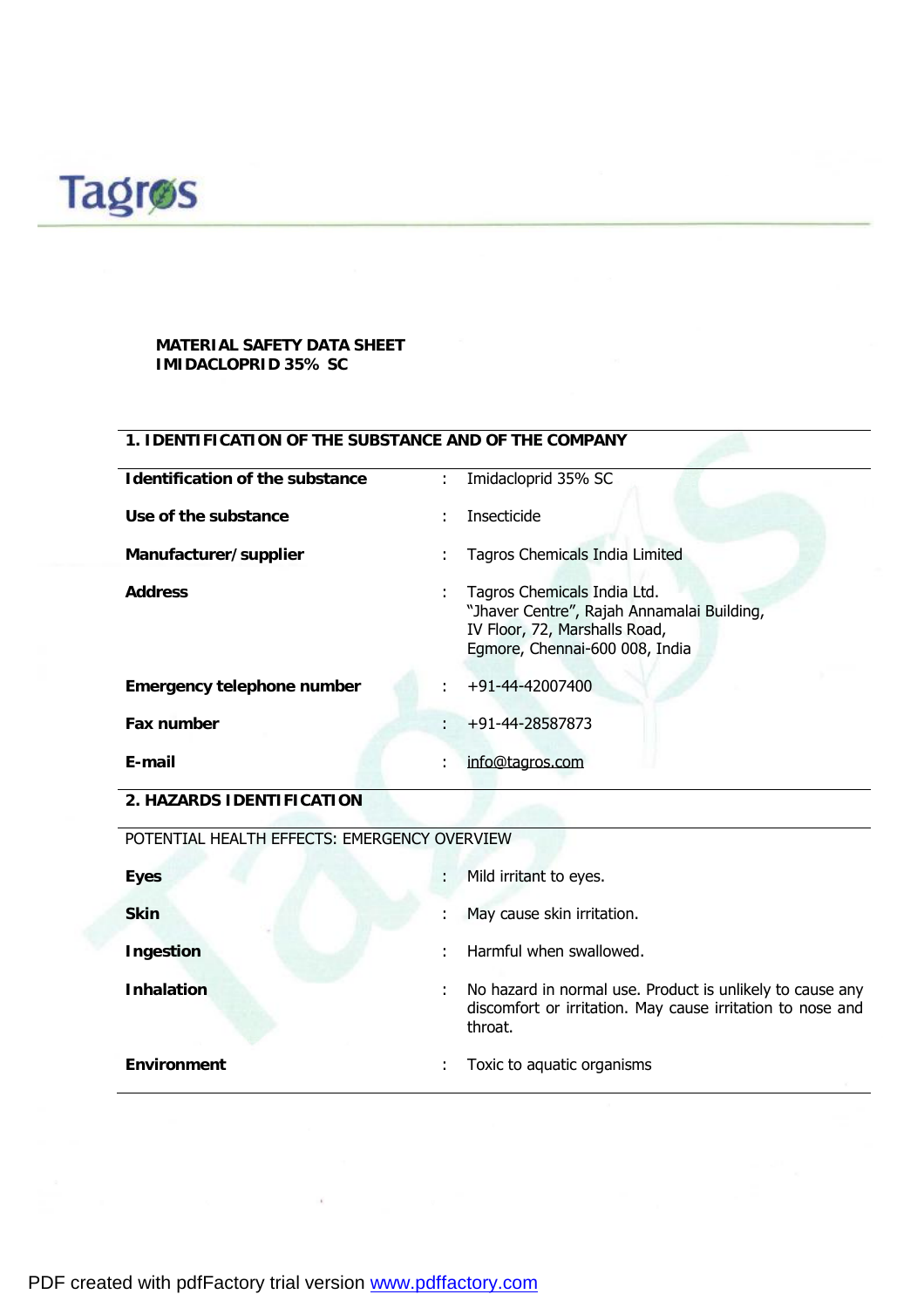Tagros

**MATERIAL SAFETY DATA SHEET**
**IMIDACLOPRID 35% SC**

## 1. IDENTIFICATION OF THE SUBSTANCE AND OF THE COMPANY

| | | |
|---|---|---|
| **Identification of the substance** | : | Imidacloprid 35% SC |
| **Use of the substance** | : | Insecticide |
| **Manufacturer/supplier** | : | Tagros Chemicals India Limited |
| **Address** | : | Tagros Chemicals India Ltd. "Jhaver Centre", Rajah Annamalai Building, IV Floor, 72, Marshalls Road, Egmore, Chennai-600 008, India |
| **Emergency telephone number** | : | +91-44-42007400 |
| **Fax number** | : | +91-44-28587873 |
| **E-mail** | : | info@tagros.com |

## 2. HAZARDS IDENTIFICATION

POTENTIAL HEALTH EFFECTS: EMERGENCY OVERVIEW

| | | |
|---|---|---|
| **Eyes** | : | Mild irritant to eyes. |
| **Skin** | : | May cause skin irritation. |
| **Ingestion** | : | Harmful when swallowed. |
| **Inhalation** | : | No hazard in normal use. Product is unlikely to cause any discomfort or irritation. May cause irritation to nose and throat. |
| **Environment** | : | Toxic to aquatic organisms |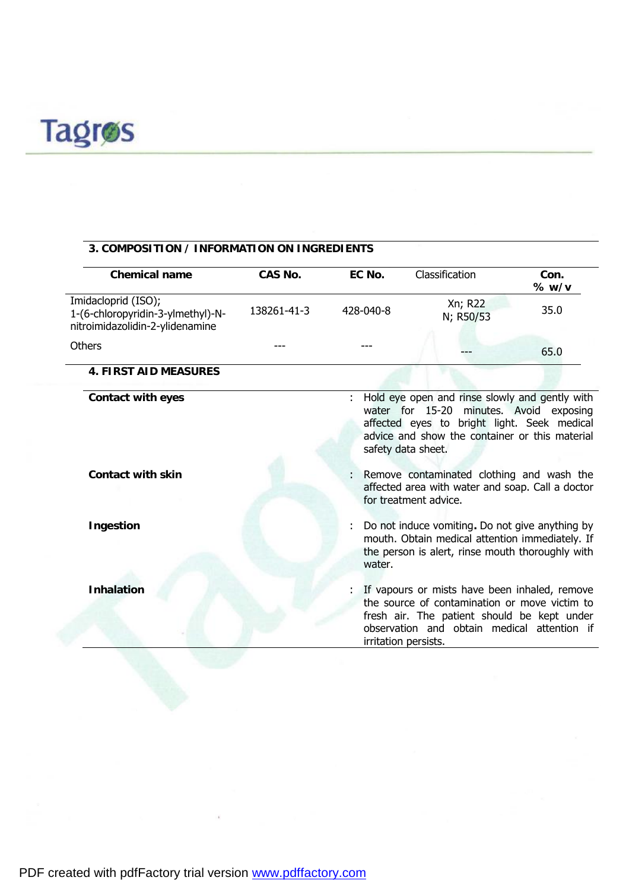## 3. COMPOSITION / INFORMATION ON INGREDIENTS

| Chemical name | CAS No. | EC No. | Classification | Con. % w/v |
|---|---|---|---|---|
| Imidacloprid (ISO); 1-(6-chloropyridin-3-ylmethyl)-N-nitroimidazolidin-2-ylidenamine | 138261-41-3 | 428-040-8 | Xn; R22 N; R50/53 | 35.0 |
| Others | --- | --- | --- | 65.0 |

## 4. FIRST AID MEASURES

**Contact with eyes** : Hold eye open and rinse slowly and gently with water for 15-20 minutes. Avoid exposing affected eyes to bright light. Seek medical advice and show the container or this material safety data sheet.

**Contact with skin** : Remove contaminated clothing and wash the affected area with water and soap. Call a doctor for treatment advice.

**Ingestion** : Do not induce vomiting**.** Do not give anything by mouth. Obtain medical attention immediately. If the person is alert, rinse mouth thoroughly with water.

**Inhalation** : If vapours or mists have been inhaled, remove the source of contamination or move victim to fresh air. The patient should be kept under observation and obtain medical attention if irritation persists.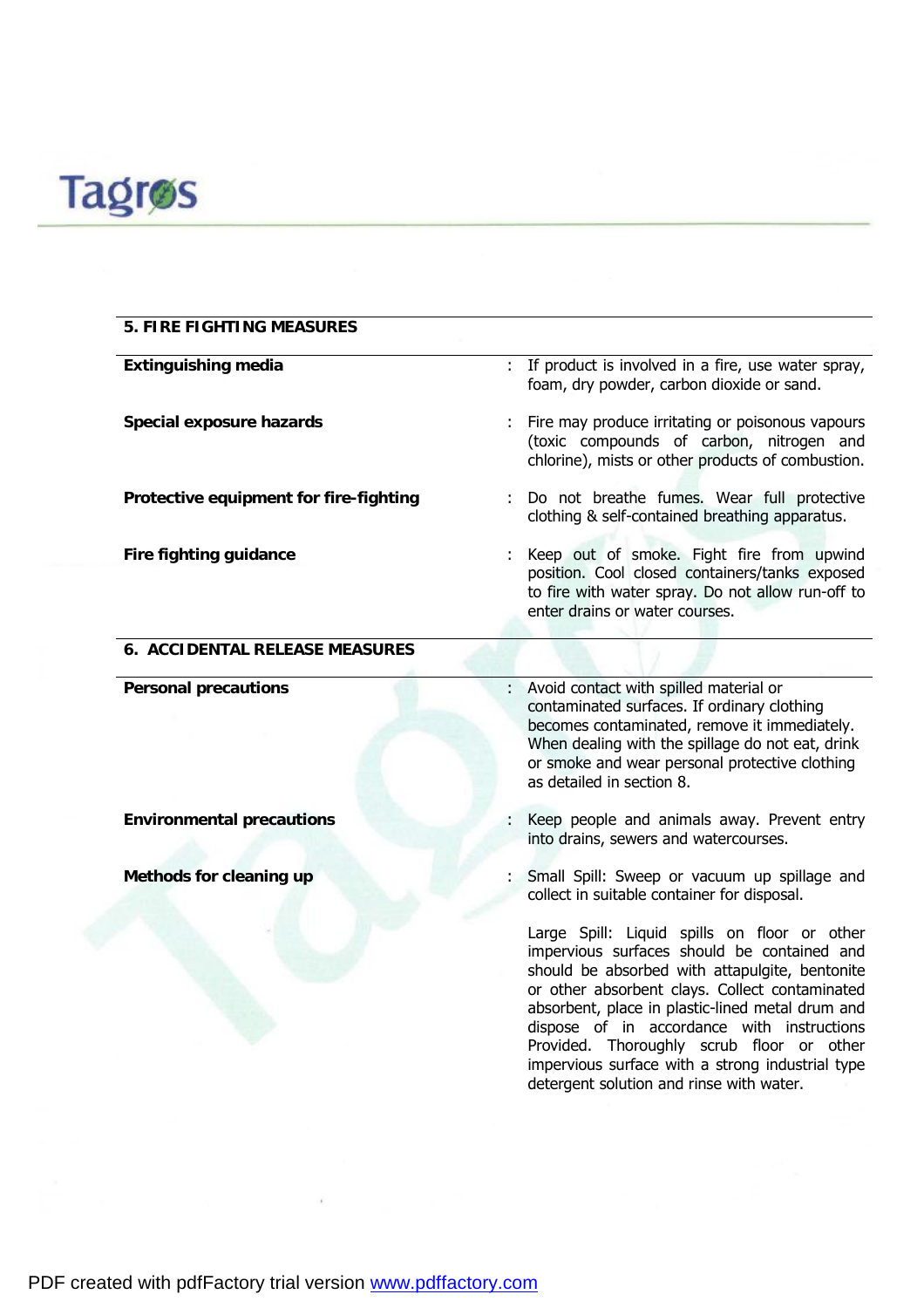## 5. FIRE FIGHTING MEASURES

| | |
|---|---|
| **Extinguishing media** | : If product is involved in a fire, use water spray, foam, dry powder, carbon dioxide or sand. |
| **Special exposure hazards** | : Fire may produce irritating or poisonous vapours (toxic compounds of carbon, nitrogen and chlorine), mists or other products of combustion. |
| **Protective equipment for fire-fighting** | : Do not breathe fumes. Wear full protective clothing & self-contained breathing apparatus. |
| **Fire fighting guidance** | : Keep out of smoke. Fight fire from upwind position. Cool closed containers/tanks exposed to fire with water spray. Do not allow run-off to enter drains or water courses. |

## 6. ACCIDENTAL RELEASE MEASURES

| | |
|---|---|
| **Personal precautions** | : Avoid contact with spilled material or contaminated surfaces. If ordinary clothing becomes contaminated, remove it immediately. When dealing with the spillage do not eat, drink or smoke and wear personal protective clothing as detailed in section 8. |
| **Environmental precautions** | : Keep people and animals away. Prevent entry into drains, sewers and watercourses. |
| **Methods for cleaning up** | : Small Spill: Sweep or vacuum up spillage and collect in suitable container for disposal.<br><br>Large Spill: Liquid spills on floor or other impervious surfaces should be contained and should be absorbed with attapulgite, bentonite or other absorbent clays. Collect contaminated absorbent, place in plastic-lined metal drum and dispose of in accordance with instructions Provided. Thoroughly scrub floor or other impervious surface with a strong industrial type detergent solution and rinse with water. |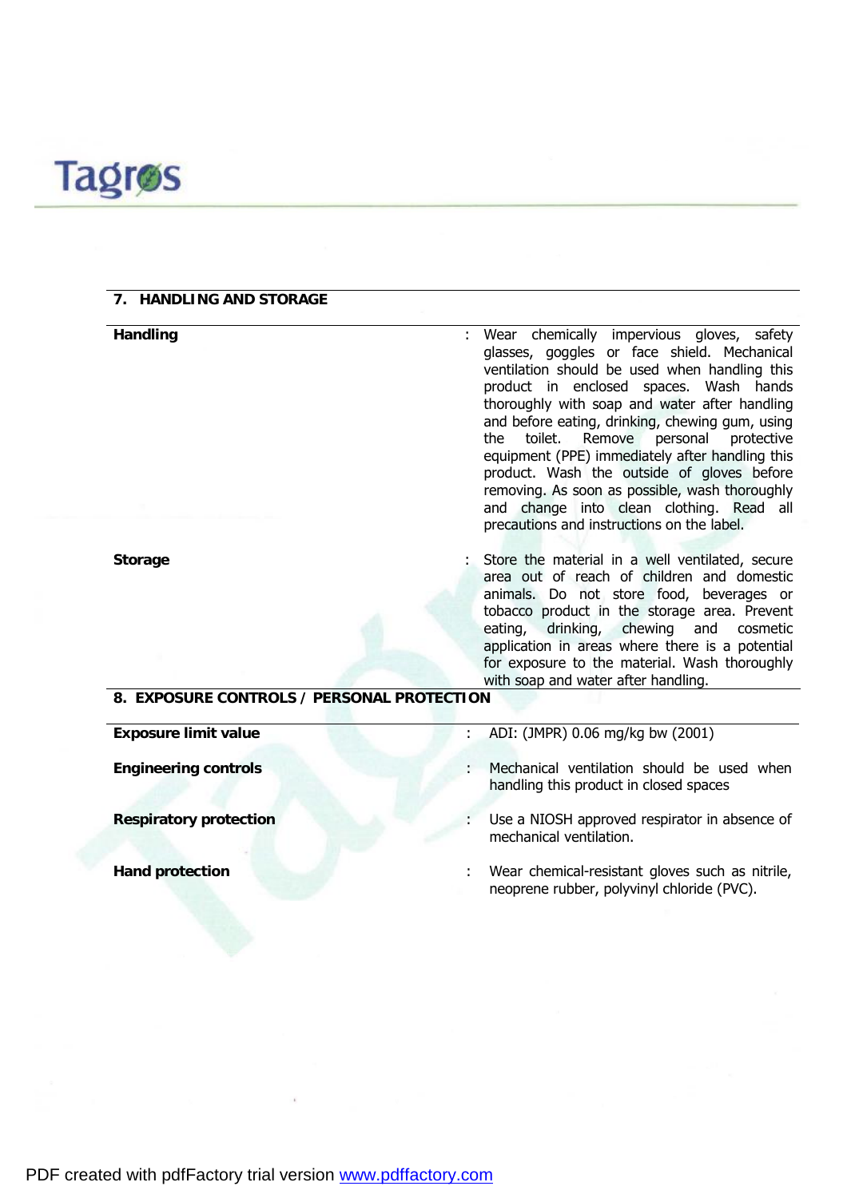## 7. HANDLING AND STORAGE

| | | |
|---|---|---|
| **Handling** | : | Wear chemically impervious gloves, safety glasses, goggles or face shield. Mechanical ventilation should be used when handling this product in enclosed spaces. Wash hands thoroughly with soap and water after handling and before eating, drinking, chewing gum, using the toilet. Remove personal protective equipment (PPE) immediately after handling this product. Wash the outside of gloves before removing. As soon as possible, wash thoroughly and change into clean clothing. Read all precautions and instructions on the label. |
| **Storage** | : | Store the material in a well ventilated, secure area out of reach of children and domestic animals. Do not store food, beverages or tobacco product in the storage area. Prevent eating, drinking, chewing and cosmetic application in areas where there is a potential for exposure to the material. Wash thoroughly with soap and water after handling. |

## 8. EXPOSURE CONTROLS / PERSONAL PROTECTION

| | | |
|---|---|---|
| **Exposure limit value** | : | ADI: (JMPR) 0.06 mg/kg bw (2001) |
| **Engineering controls** | : | Mechanical ventilation should be used when handling this product in closed spaces |
| **Respiratory protection** | : | Use a NIOSH approved respirator in absence of mechanical ventilation. |
| **Hand protection** | : | Wear chemical-resistant gloves such as nitrile, neoprene rubber, polyvinyl chloride (PVC). |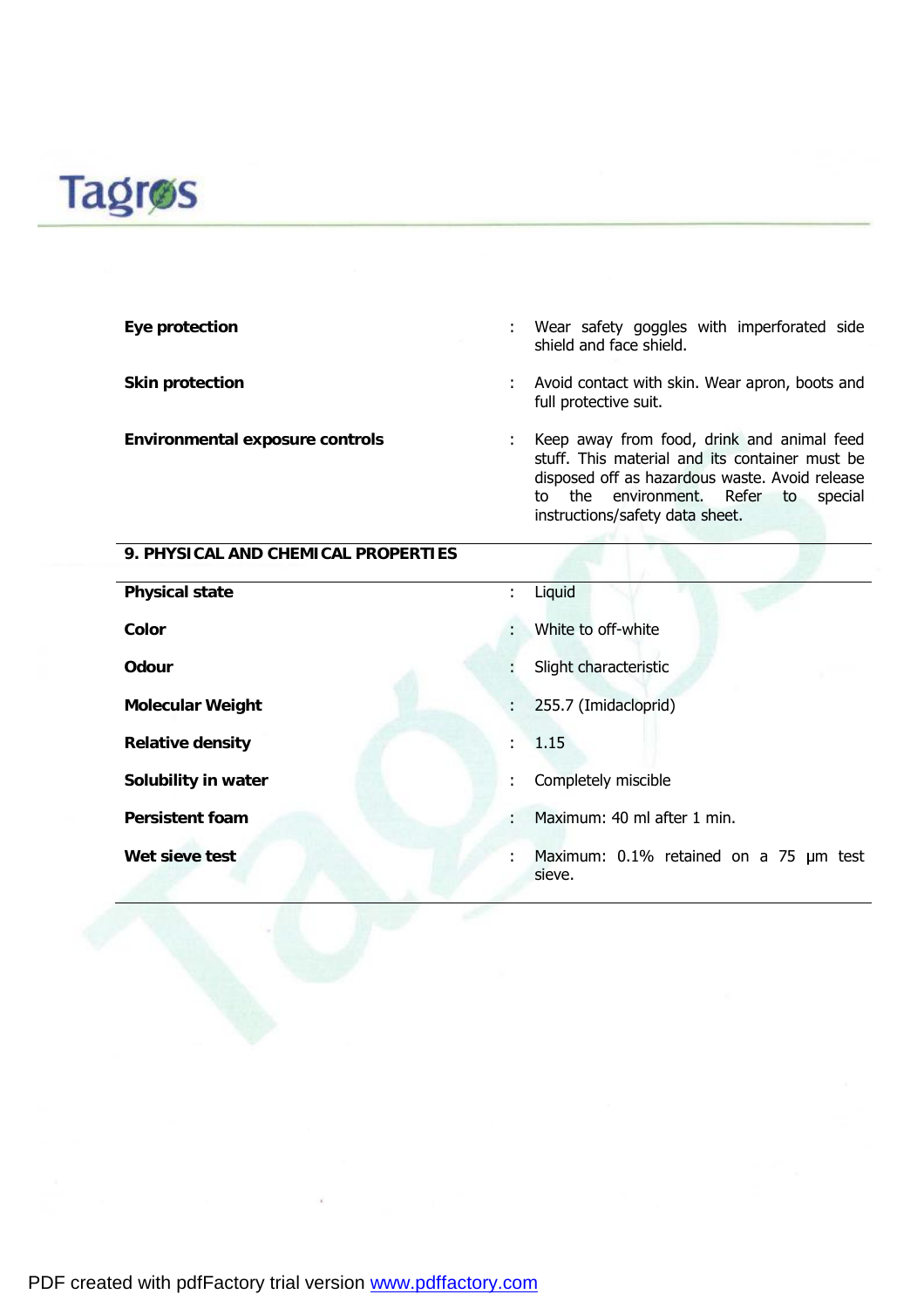**Eye protection** : Wear safety goggles with imperforated side shield and face shield.

**Skin protection** : Avoid contact with skin. Wear apron, boots and full protective suit.

**Environmental exposure controls** : Keep away from food, drink and animal feed stuff. This material and its container must be disposed off as hazardous waste. Avoid release to the environment. Refer to special instructions/safety data sheet.

## 9. PHYSICAL AND CHEMICAL PROPERTIES

| | |
|---|---|
| **Physical state** | Liquid |
| **Color** | White to off-white |
| **Odour** | Slight characteristic |
| **Molecular Weight** | 255.7 (Imidacloprid) |
| **Relative density** | 1.15 |
| **Solubility in water** | Completely miscible |
| **Persistent foam** | Maximum: 40 ml after 1 min. |
| **Wet sieve test** | Maximum: 0.1% retained on a 75 µm test sieve. |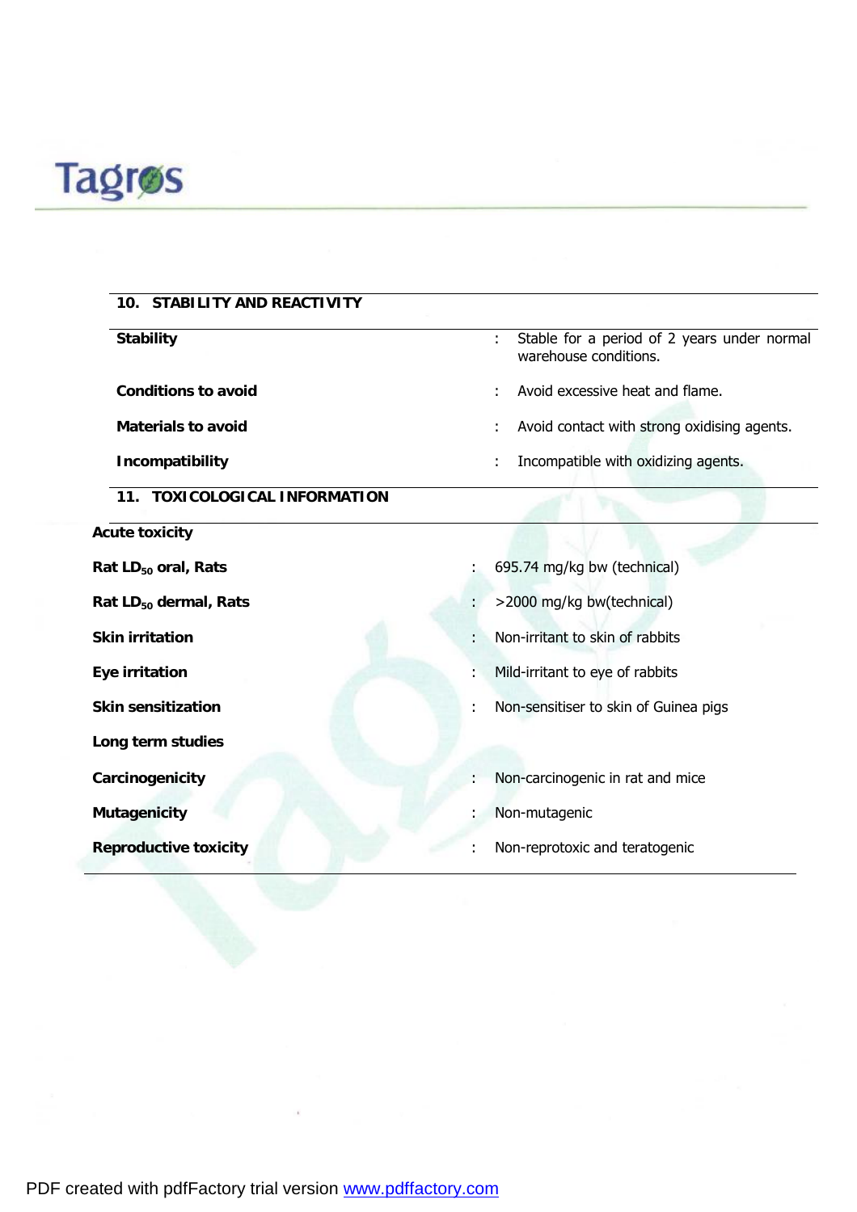## 10. STABILITY AND REACTIVITY

| | | |
|---|---|---|
| **Stability** | : | Stable for a period of 2 years under normal warehouse conditions. |
| **Conditions to avoid** | : | Avoid excessive heat and flame. |
| **Materials to avoid** | : | Avoid contact with strong oxidising agents. |
| **Incompatibility** | : | Incompatible with oxidizing agents. |

## 11. TOXICOLOGICAL INFORMATION

**Acute toxicity**

| | | |
|---|---|---|
| **Rat $LD_{50}$ oral, Rats** | : | 695.74 mg/kg bw (technical) |
| **Rat $LD_{50}$ dermal, Rats** | : | >2000 mg/kg bw(technical) |
| **Skin irritation** | : | Non-irritant to skin of rabbits |
| **Eye irritation** | : | Mild-irritant to eye of rabbits |
| **Skin sensitization** | : | Non-sensitiser to skin of Guinea pigs |

**Long term studies**

| | | |
|---|---|---|
| **Carcinogenicity** | : | Non-carcinogenic in rat and mice |
| **Mutagenicity** | : | Non-mutagenic |
| **Reproductive toxicity** | : | Non-reprotoxic and teratogenic |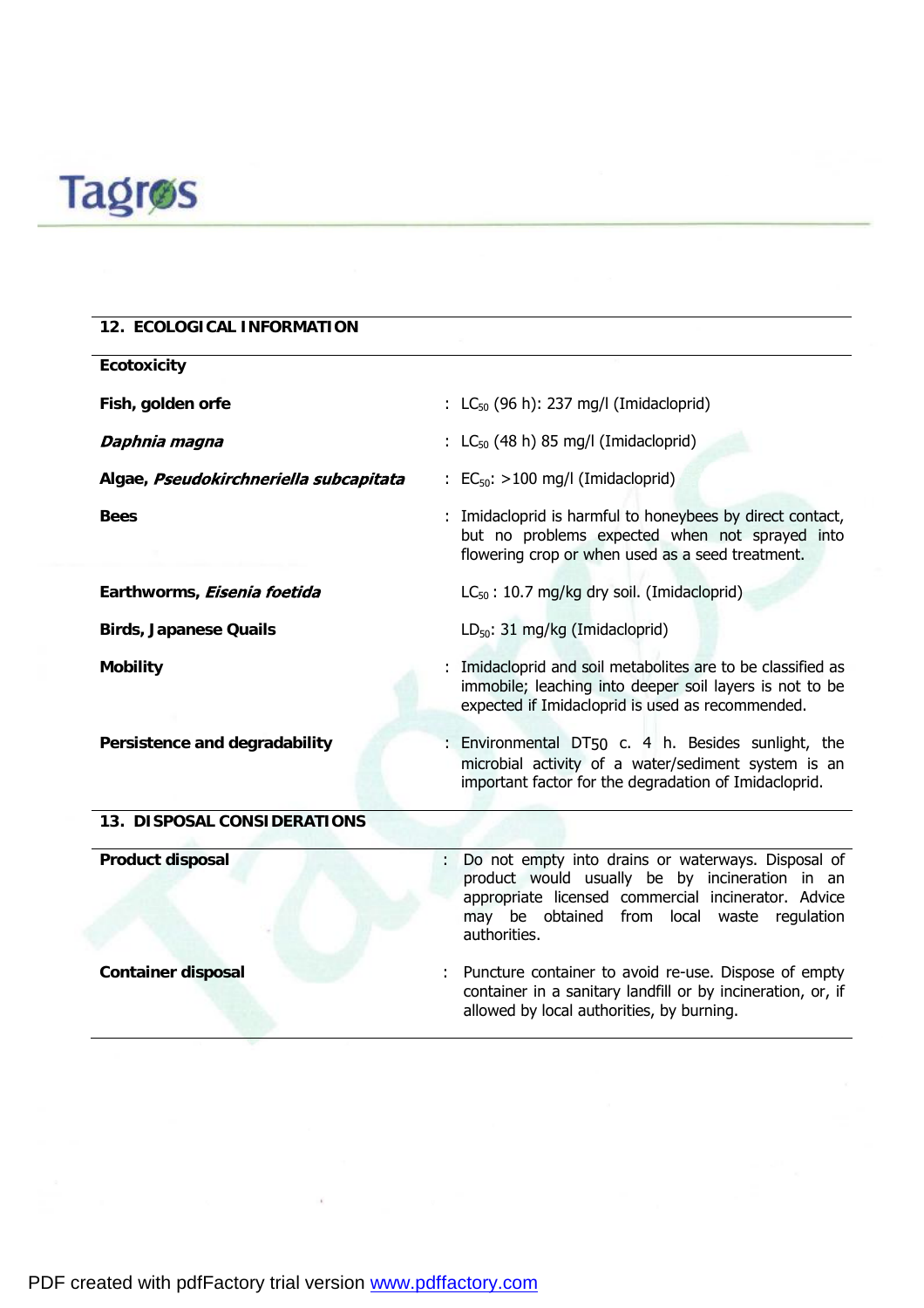## 12. ECOLOGICAL INFORMATION

| **Ecotoxicity** | |
|---|---|
| **Fish, golden orfe** | : $LC_{50}$ (96 h): 237 mg/l (Imidacloprid) |
| ***Daphnia magna*** | : $LC_{50}$ (48 h) 85 mg/l (Imidacloprid) |
| **Algae, *Pseudokirchneriella subcapitata*** | : $EC_{50}$: >100 mg/l (Imidacloprid) |
| **Bees** | : Imidacloprid is harmful to honeybees by direct contact, but no problems expected when not sprayed into flowering crop or when used as a seed treatment. |
| **Earthworms, *Eisenia foetida*** | $LC_{50}$ : 10.7 mg/kg dry soil. (Imidacloprid) |
| **Birds, Japanese Quails** | $LD_{50}$: 31 mg/kg (Imidacloprid) |
| **Mobility** | : Imidacloprid and soil metabolites are to be classified as immobile; leaching into deeper soil layers is not to be expected if Imidacloprid is used as recommended. |
| **Persistence and degradability** | : Environmental DT50 c. 4 h. Besides sunlight, the microbial activity of a water/sediment system is an important factor for the degradation of Imidacloprid. |

## 13. DISPOSAL CONSIDERATIONS

| **Product disposal** | : Do not empty into drains or waterways. Disposal of product would usually be by incineration in an appropriate licensed commercial incinerator. Advice may be obtained from local waste regulation authorities. |
|---|---|
| **Container disposal** | : Puncture container to avoid re-use. Dispose of empty container in a sanitary landfill or by incineration, or, if allowed by local authorities, by burning. |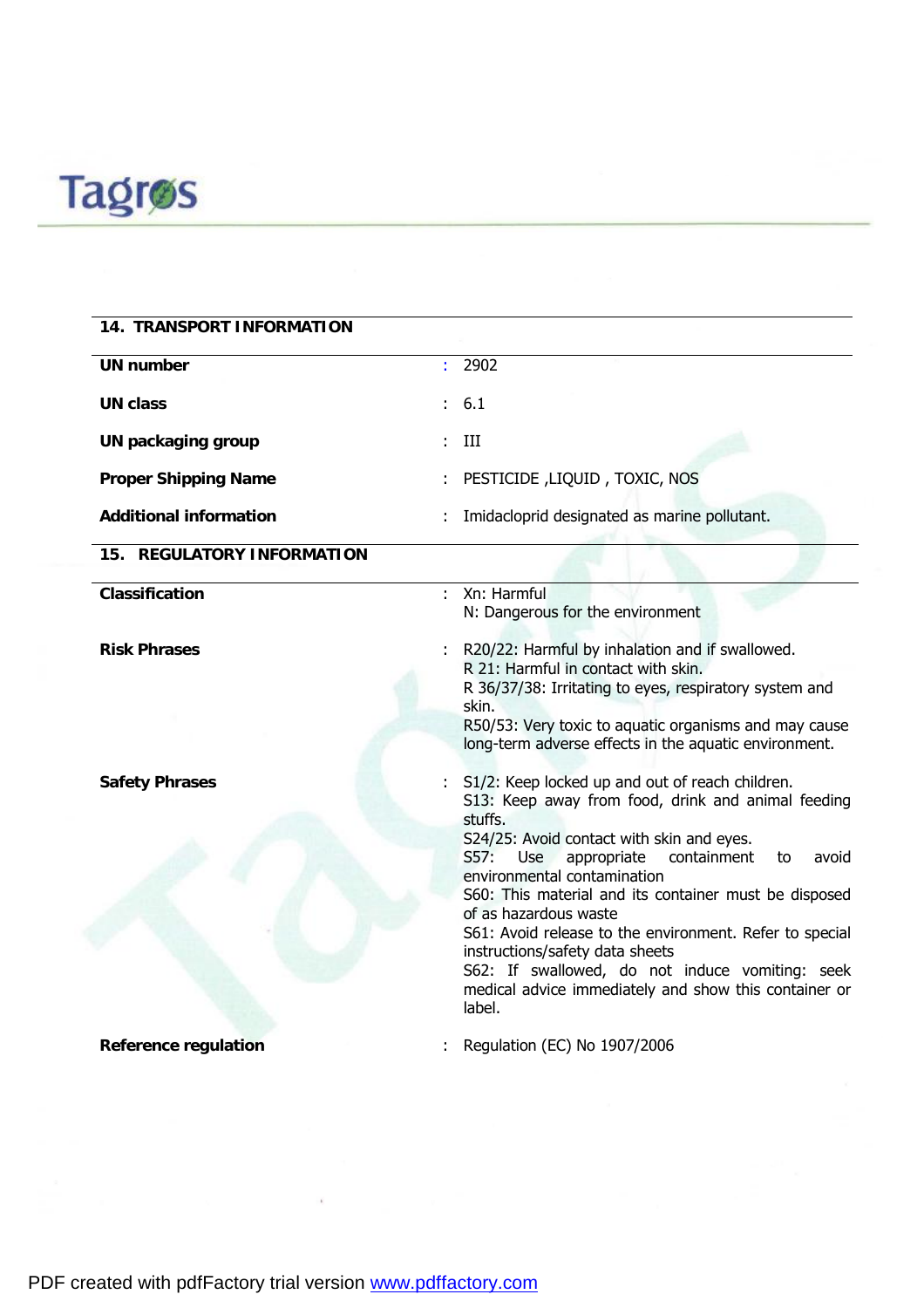## 14. TRANSPORT INFORMATION

| | |
|---|---|
| **UN number** | : 2902 |
| **UN class** | : 6.1 |
| **UN packaging group** | : III |
| **Proper Shipping Name** | : PESTICIDE ,LIQUID , TOXIC, NOS |
| **Additional information** | : Imidacloprid designated as marine pollutant. |

## 15. REGULATORY INFORMATION

| | |
|---|---|
| **Classification** | : Xn: Harmful<br>N: Dangerous for the environment |
| **Risk Phrases** | : R20/22: Harmful by inhalation and if swallowed.<br>R 21: Harmful in contact with skin.<br>R 36/37/38: Irritating to eyes, respiratory system and skin.<br>R50/53: Very toxic to aquatic organisms and may cause long-term adverse effects in the aquatic environment. |
| **Safety Phrases** | : S1/2: Keep locked up and out of reach children.<br>S13: Keep away from food, drink and animal feeding stuffs.<br>S24/25: Avoid contact with skin and eyes.<br>S57: Use appropriate containment to avoid environmental contamination<br>S60: This material and its container must be disposed of as hazardous waste<br>S61: Avoid release to the environment. Refer to special instructions/safety data sheets<br>S62: If swallowed, do not induce vomiting: seek medical advice immediately and show this container or label. |
| **Reference regulation** | : Regulation (EC) No 1907/2006 |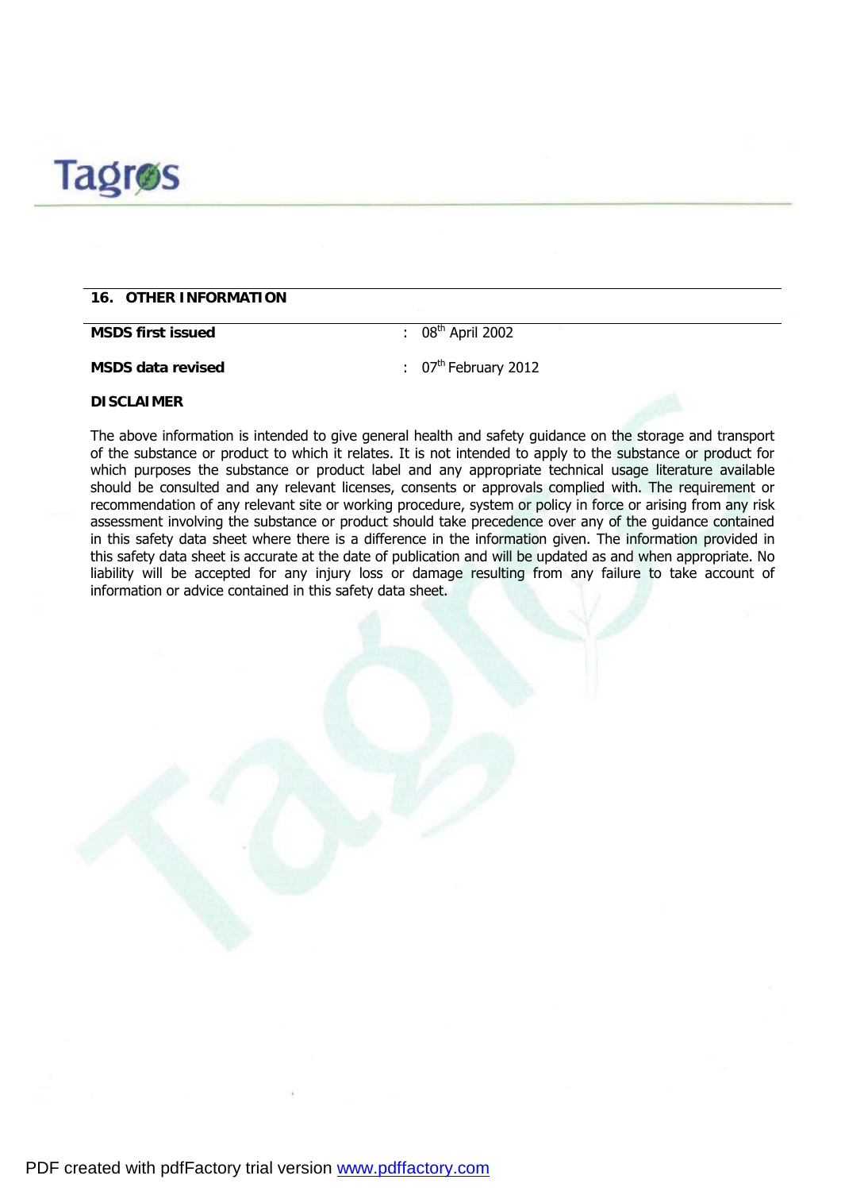## 16. OTHER INFORMATION

| | | |
|---|---|---|
| **MSDS first issued** | : | 08th April 2002 |
| **MSDS data revised** | : | 07th February 2012 |

**DISCLAIMER**

The above information is intended to give general health and safety guidance on the storage and transport of the substance or product to which it relates. It is not intended to apply to the substance or product for which purposes the substance or product label and any appropriate technical usage literature available should be consulted and any relevant licenses, consents or approvals complied with. The requirement or recommendation of any relevant site or working procedure, system or policy in force or arising from any risk assessment involving the substance or product should take precedence over any of the guidance contained in this safety data sheet where there is a difference in the information given. The information provided in this safety data sheet is accurate at the date of publication and will be updated as and when appropriate. No liability will be accepted for any injury loss or damage resulting from any failure to take account of information or advice contained in this safety data sheet.